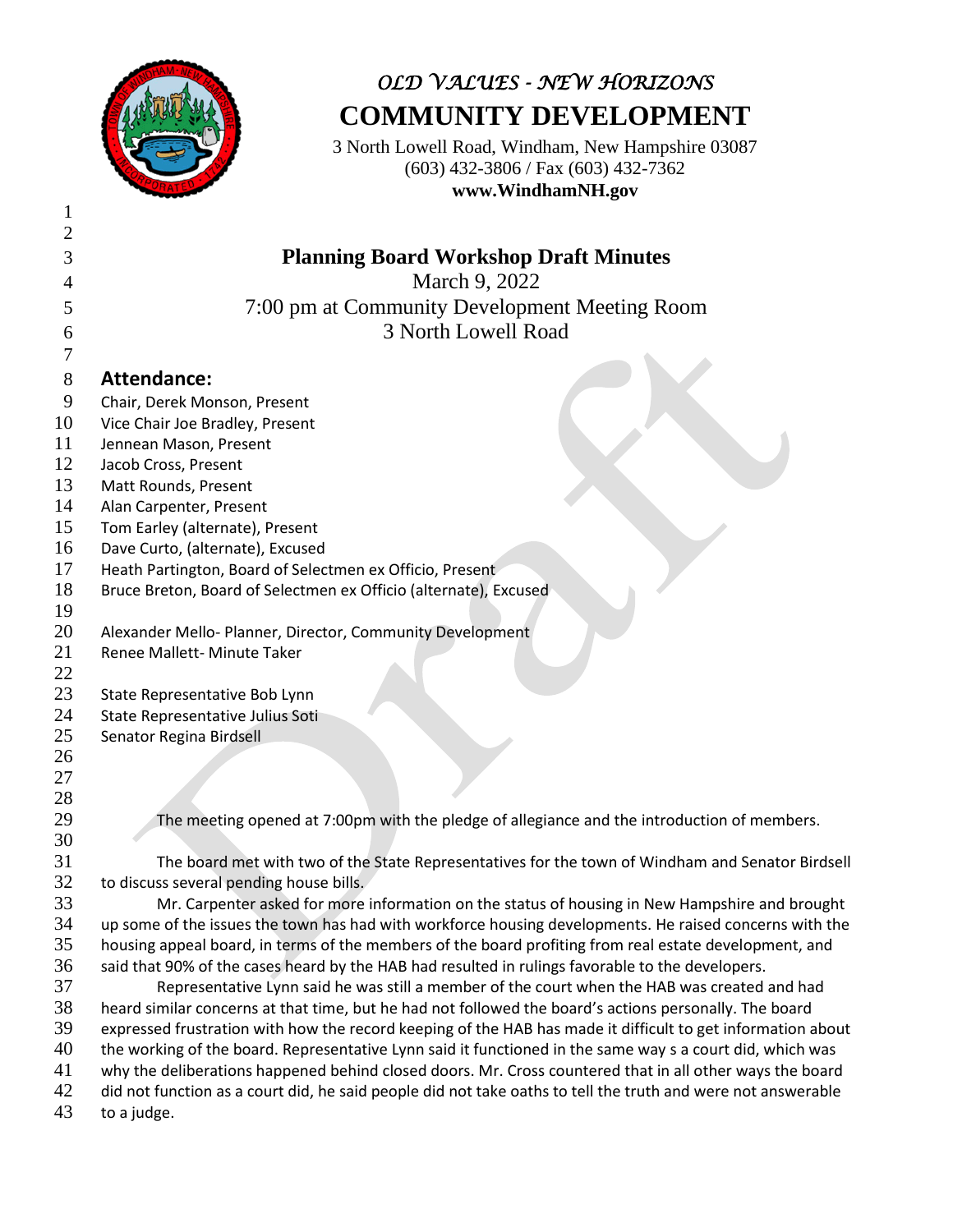*OLD VALUES - NEW HORIZONS*

# COMMUNITY DEVELOPMENT

3 North Lowell Road, Windham, New Hampshire 03087
(603) 432-3806 / Fax (603) 432-7362
**www.WindhamNH.gov**

## Planning Board Workshop Draft Minutes

March 9, 2022
7:00 pm at Community Development Meeting Room
3 North Lowell Road

### Attendance:

Chair, Derek Monson, Present
Vice Chair Joe Bradley, Present
Jennean Mason, Present
Jacob Cross, Present
Matt Rounds, Present
Alan Carpenter, Present
Tom Earley (alternate), Present
Dave Curto, (alternate), Excused
Heath Partington, Board of Selectmen ex Officio, Present
Bruce Breton, Board of Selectmen ex Officio (alternate), Excused

Alexander Mello- Planner, Director, Community Development
Renee Mallett- Minute Taker

State Representative Bob Lynn
State Representative Julius Soti
Senator Regina Birdsell

The meeting opened at 7:00pm with the pledge of allegiance and the introduction of members.

The board met with two of the State Representatives for the town of Windham and Senator Birdsell to discuss several pending house bills.

Mr. Carpenter asked for more information on the status of housing in New Hampshire and brought up some of the issues the town has had with workforce housing developments. He raised concerns with the housing appeal board, in terms of the members of the board profiting from real estate development, and said that 90% of the cases heard by the HAB had resulted in rulings favorable to the developers.

Representative Lynn said he was still a member of the court when the HAB was created and had heard similar concerns at that time, but he had not followed the board's actions personally. The board expressed frustration with how the record keeping of the HAB has made it difficult to get information about the working of the board. Representative Lynn said it functioned in the same way s a court did, which was why the deliberations happened behind closed doors. Mr. Cross countered that in all other ways the board did not function as a court did, he said people did not take oaths to tell the truth and were not answerable to a judge.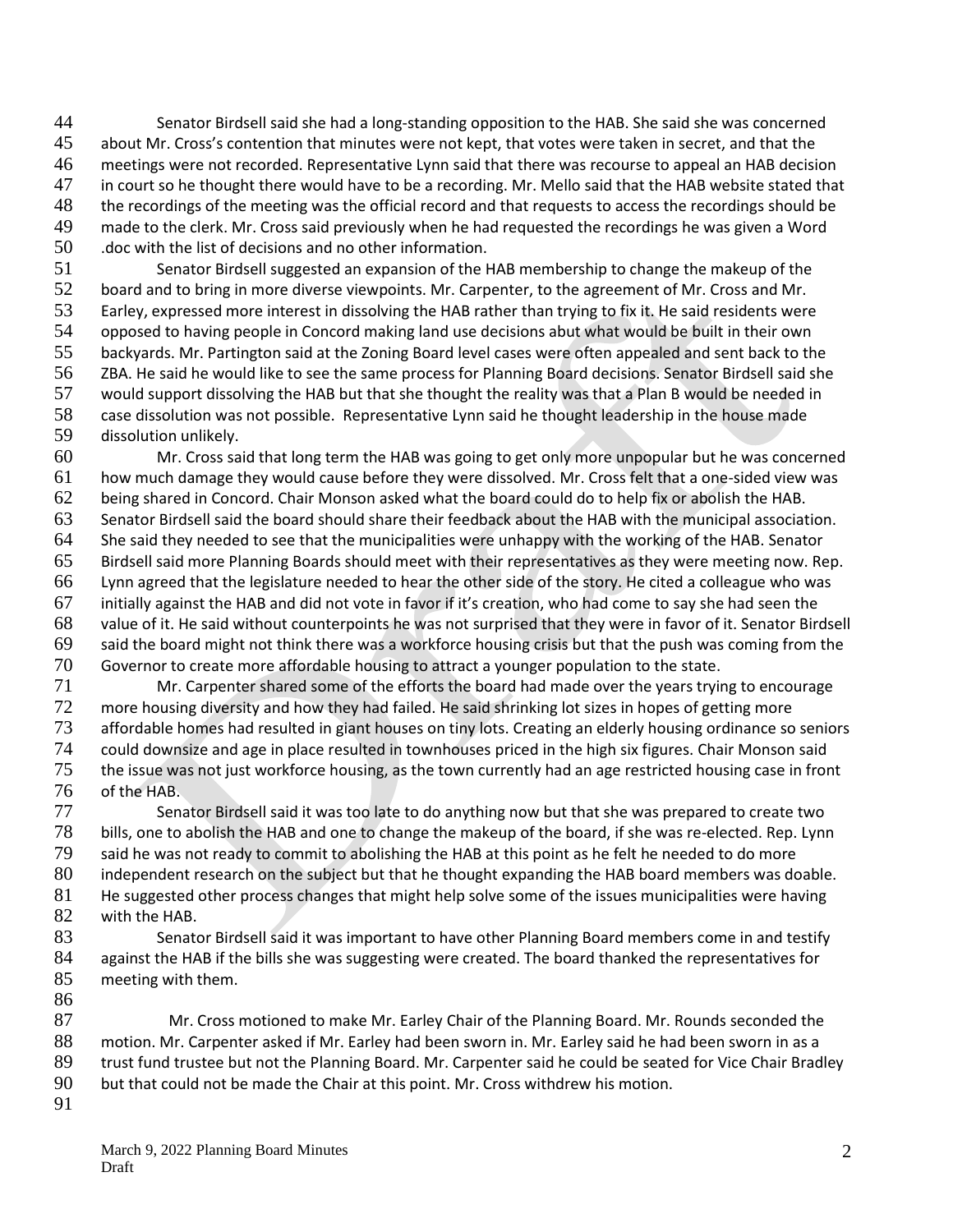Senator Birdsell said she had a long-standing opposition to the HAB. She said she was concerned about Mr. Cross's contention that minutes were not kept, that votes were taken in secret, and that the meetings were not recorded. Representative Lynn said that there was recourse to appeal an HAB decision in court so he thought there would have to be a recording. Mr. Mello said that the HAB website stated that the recordings of the meeting was the official record and that requests to access the recordings should be made to the clerk. Mr. Cross said previously when he had requested the recordings he was given a Word .doc with the list of decisions and no other information.

Senator Birdsell suggested an expansion of the HAB membership to change the makeup of the board and to bring in more diverse viewpoints. Mr. Carpenter, to the agreement of Mr. Cross and Mr. Earley, expressed more interest in dissolving the HAB rather than trying to fix it. He said residents were opposed to having people in Concord making land use decisions abut what would be built in their own backyards. Mr. Partington said at the Zoning Board level cases were often appealed and sent back to the ZBA. He said he would like to see the same process for Planning Board decisions. Senator Birdsell said she would support dissolving the HAB but that she thought the reality was that a Plan B would be needed in case dissolution was not possible. Representative Lynn said he thought leadership in the house made dissolution unlikely.

Mr. Cross said that long term the HAB was going to get only more unpopular but he was concerned how much damage they would cause before they were dissolved. Mr. Cross felt that a one-sided view was being shared in Concord. Chair Monson asked what the board could do to help fix or abolish the HAB. Senator Birdsell said the board should share their feedback about the HAB with the municipal association. She said they needed to see that the municipalities were unhappy with the working of the HAB. Senator Birdsell said more Planning Boards should meet with their representatives as they were meeting now. Rep. Lynn agreed that the legislature needed to hear the other side of the story. He cited a colleague who was initially against the HAB and did not vote in favor if it's creation, who had come to say she had seen the value of it. He said without counterpoints he was not surprised that they were in favor of it. Senator Birdsell said the board might not think there was a workforce housing crisis but that the push was coming from the Governor to create more affordable housing to attract a younger population to the state.

Mr. Carpenter shared some of the efforts the board had made over the years trying to encourage more housing diversity and how they had failed. He said shrinking lot sizes in hopes of getting more affordable homes had resulted in giant houses on tiny lots. Creating an elderly housing ordinance so seniors could downsize and age in place resulted in townhouses priced in the high six figures. Chair Monson said the issue was not just workforce housing, as the town currently had an age restricted housing case in front of the HAB.

Senator Birdsell said it was too late to do anything now but that she was prepared to create two bills, one to abolish the HAB and one to change the makeup of the board, if she was re-elected. Rep. Lynn said he was not ready to commit to abolishing the HAB at this point as he felt he needed to do more independent research on the subject but that he thought expanding the HAB board members was doable. He suggested other process changes that might help solve some of the issues municipalities were having with the HAB.

Senator Birdsell said it was important to have other Planning Board members come in and testify against the HAB if the bills she was suggesting were created. The board thanked the representatives for meeting with them.

Mr. Cross motioned to make Mr. Earley Chair of the Planning Board. Mr. Rounds seconded the motion. Mr. Carpenter asked if Mr. Earley had been sworn in. Mr. Earley said he had been sworn in as a trust fund trustee but not the Planning Board. Mr. Carpenter said he could be seated for Vice Chair Bradley but that could not be made the Chair at this point. Mr. Cross withdrew his motion.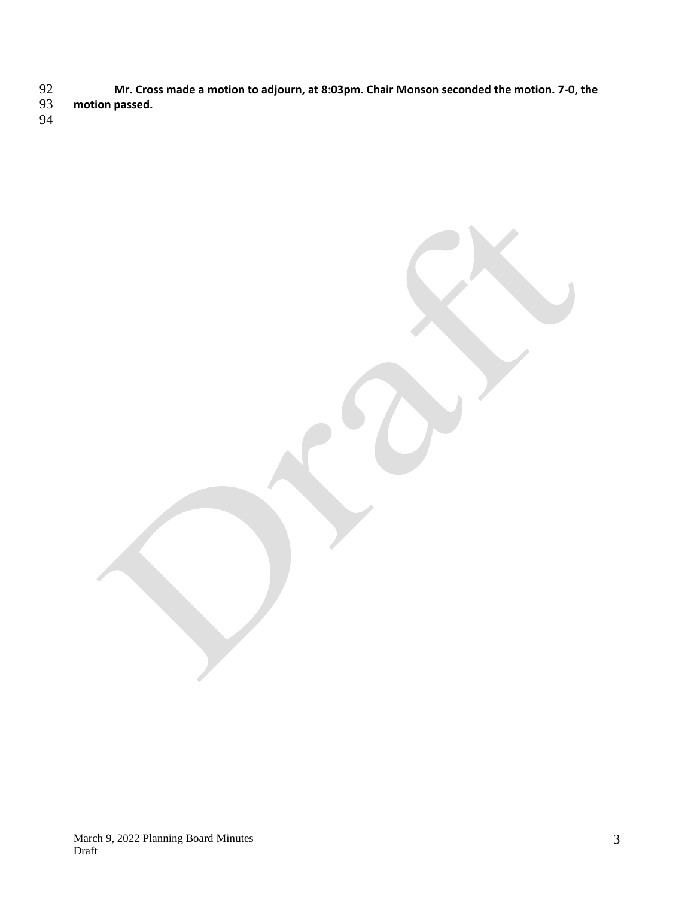**Mr. Cross made a motion to adjourn, at 8:03pm. Chair Monson seconded the motion. 7-0, the motion passed.**